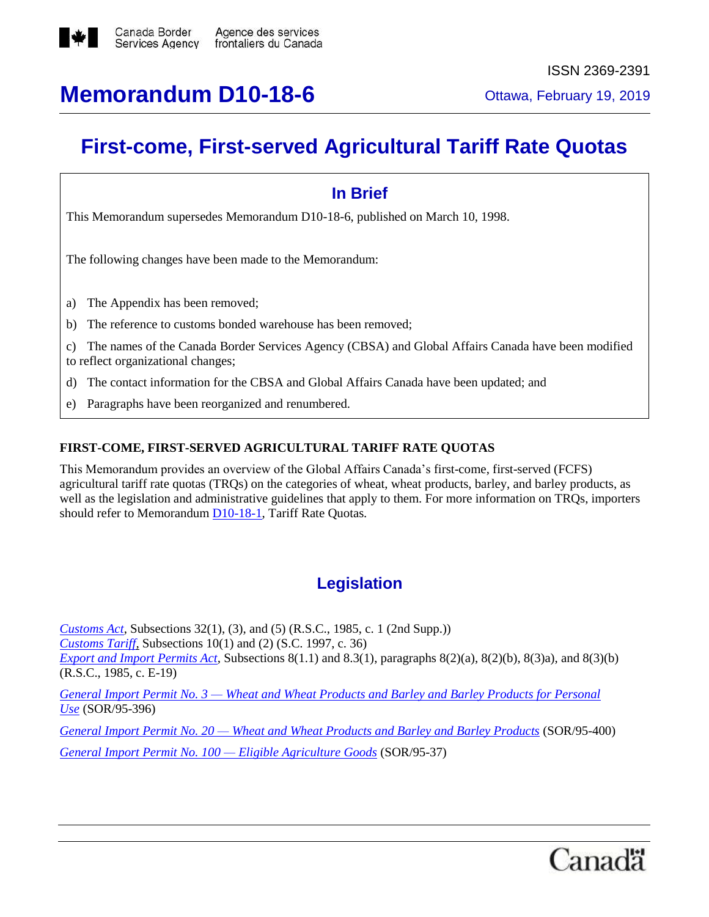Canada Border Services Agency / Agence des services frontaliers du Canada

ISSN 2369-2391

# Memorandum D10-18-6

Ottawa, February 19, 2019

# First-come, First-served Agricultural Tariff Rate Quotas

## In Brief

This Memorandum supersedes Memorandum D10-18-6, published on March 10, 1998.

The following changes have been made to the Memorandum:

a) The Appendix has been removed;

b) The reference to customs bonded warehouse has been removed;

c) The names of the Canada Border Services Agency (CBSA) and Global Affairs Canada have been modified to reflect organizational changes;

d) The contact information for the CBSA and Global Affairs Canada have been updated; and

e) Paragraphs have been reorganized and renumbered.

**FIRST-COME, FIRST-SERVED AGRICULTURAL TARIFF RATE QUOTAS**

This Memorandum provides an overview of the Global Affairs Canada's first-come, first-served (FCFS) agricultural tariff rate quotas (TRQs) on the categories of wheat, wheat products, barley, and barley products, as well as the legislation and administrative guidelines that apply to them. For more information on TRQs, importers should refer to Memorandum D10-18-1, Tariff Rate Quotas.

## Legislation

*Customs Act*, Subsections 32(1), (3), and (5) (R.S.C., 1985, c. 1 (2nd Supp.))
*Customs Tariff*, Subsections 10(1) and (2) (S.C. 1997, c. 36)
*Export and Import Permits Act*, Subsections 8(1.1) and 8.3(1), paragraphs 8(2)(a), 8(2)(b), 8(3)a), and 8(3)(b) (R.S.C., 1985, c. E-19)

*General Import Permit No. 3 — Wheat and Wheat Products and Barley and Barley Products for Personal Use* (SOR/95-396)

*General Import Permit No. 20 — Wheat and Wheat Products and Barley and Barley Products* (SOR/95-400)

*General Import Permit No. 100 — Eligible Agriculture Goods* (SOR/95-37)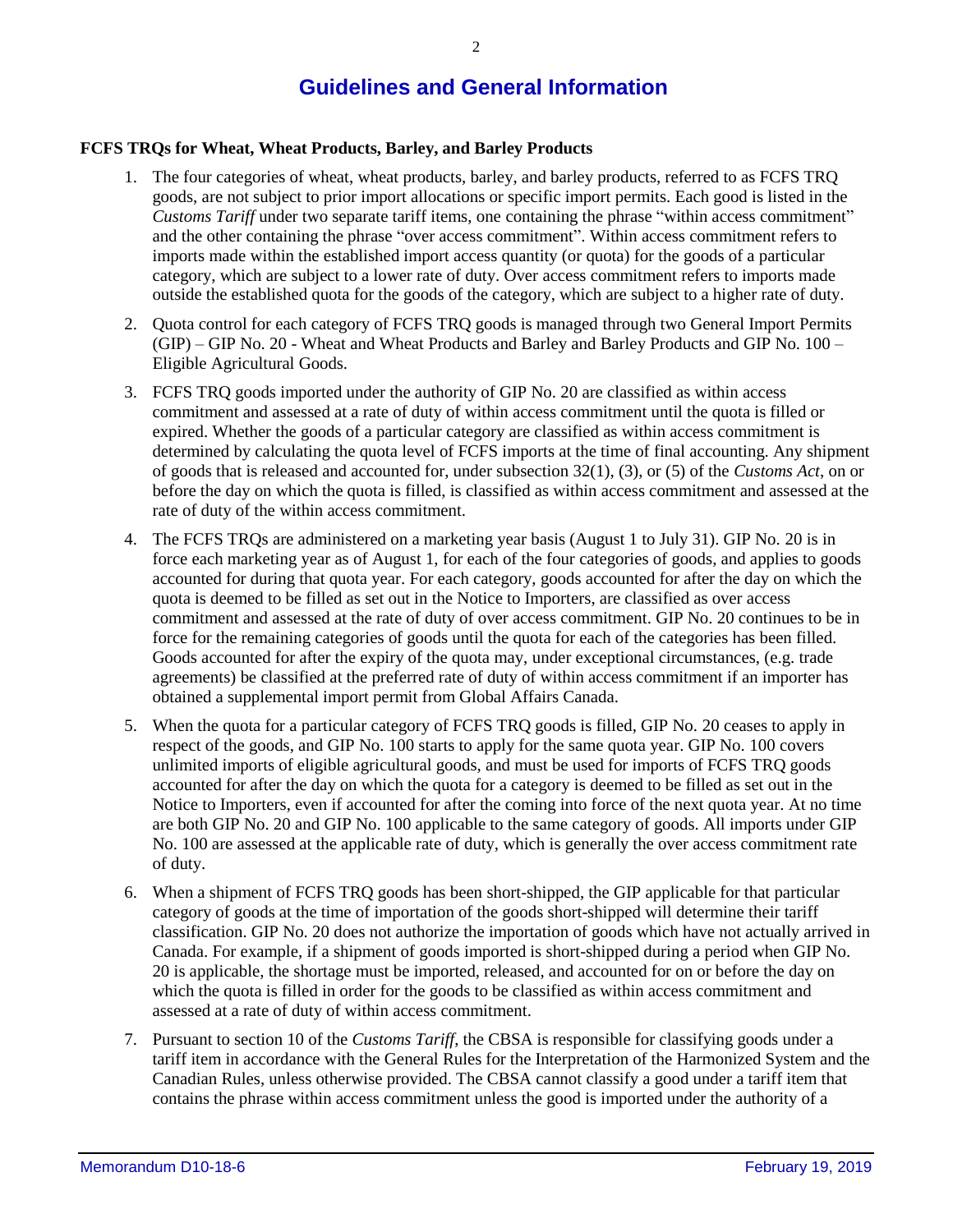## Guidelines and General Information

**FCFS TRQs for Wheat, Wheat Products, Barley, and Barley Products**

1. The four categories of wheat, wheat products, barley, and barley products, referred to as FCFS TRQ goods, are not subject to prior import allocations or specific import permits. Each good is listed in the *Customs Tariff* under two separate tariff items, one containing the phrase "within access commitment" and the other containing the phrase "over access commitment". Within access commitment refers to imports made within the established import access quantity (or quota) for the goods of a particular category, which are subject to a lower rate of duty. Over access commitment refers to imports made outside the established quota for the goods of the category, which are subject to a higher rate of duty.

2. Quota control for each category of FCFS TRQ goods is managed through two General Import Permits (GIP) – GIP No. 20 - Wheat and Wheat Products and Barley and Barley Products and GIP No. 100 – Eligible Agricultural Goods.

3. FCFS TRQ goods imported under the authority of GIP No. 20 are classified as within access commitment and assessed at a rate of duty of within access commitment until the quota is filled or expired. Whether the goods of a particular category are classified as within access commitment is determined by calculating the quota level of FCFS imports at the time of final accounting. Any shipment of goods that is released and accounted for, under subsection 32(1), (3), or (5) of the *Customs Act*, on or before the day on which the quota is filled, is classified as within access commitment and assessed at the rate of duty of the within access commitment.

4. The FCFS TRQs are administered on a marketing year basis (August 1 to July 31). GIP No. 20 is in force each marketing year as of August 1, for each of the four categories of goods, and applies to goods accounted for during that quota year. For each category, goods accounted for after the day on which the quota is deemed to be filled as set out in the Notice to Importers, are classified as over access commitment and assessed at the rate of duty of over access commitment. GIP No. 20 continues to be in force for the remaining categories of goods until the quota for each of the categories has been filled. Goods accounted for after the expiry of the quota may, under exceptional circumstances, (e.g. trade agreements) be classified at the preferred rate of duty of within access commitment if an importer has obtained a supplemental import permit from Global Affairs Canada.

5. When the quota for a particular category of FCFS TRQ goods is filled, GIP No. 20 ceases to apply in respect of the goods, and GIP No. 100 starts to apply for the same quota year. GIP No. 100 covers unlimited imports of eligible agricultural goods, and must be used for imports of FCFS TRQ goods accounted for after the day on which the quota for a category is deemed to be filled as set out in the Notice to Importers, even if accounted for after the coming into force of the next quota year. At no time are both GIP No. 20 and GIP No. 100 applicable to the same category of goods. All imports under GIP No. 100 are assessed at the applicable rate of duty, which is generally the over access commitment rate of duty.

6. When a shipment of FCFS TRQ goods has been short-shipped, the GIP applicable for that particular category of goods at the time of importation of the goods short-shipped will determine their tariff classification. GIP No. 20 does not authorize the importation of goods which have not actually arrived in Canada. For example, if a shipment of goods imported is short-shipped during a period when GIP No. 20 is applicable, the shortage must be imported, released, and accounted for on or before the day on which the quota is filled in order for the goods to be classified as within access commitment and assessed at a rate of duty of within access commitment.

7. Pursuant to section 10 of the *Customs Tariff*, the CBSA is responsible for classifying goods under a tariff item in accordance with the General Rules for the Interpretation of the Harmonized System and the Canadian Rules, unless otherwise provided. The CBSA cannot classify a good under a tariff item that contains the phrase within access commitment unless the good is imported under the authority of a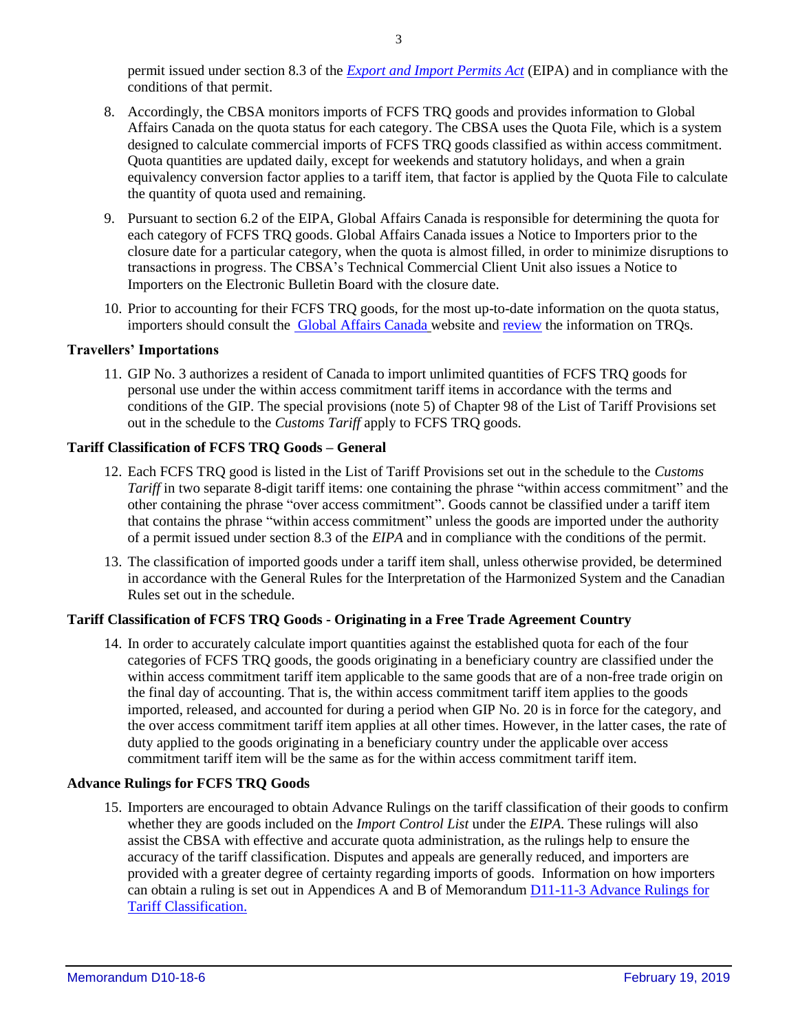permit issued under section 8.3 of the *Export and Import Permits Act* (EIPA) and in compliance with the conditions of that permit.

8. Accordingly, the CBSA monitors imports of FCFS TRQ goods and provides information to Global Affairs Canada on the quota status for each category. The CBSA uses the Quota File, which is a system designed to calculate commercial imports of FCFS TRQ goods classified as within access commitment. Quota quantities are updated daily, except for weekends and statutory holidays, and when a grain equivalency conversion factor applies to a tariff item, that factor is applied by the Quota File to calculate the quantity of quota used and remaining.

9. Pursuant to section 6.2 of the EIPA, Global Affairs Canada is responsible for determining the quota for each category of FCFS TRQ goods. Global Affairs Canada issues a Notice to Importers prior to the closure date for a particular category, when the quota is almost filled, in order to minimize disruptions to transactions in progress. The CBSA's Technical Commercial Client Unit also issues a Notice to Importers on the Electronic Bulletin Board with the closure date.

10. Prior to accounting for their FCFS TRQ goods, for the most up-to-date information on the quota status, importers should consult the Global Affairs Canada website and review the information on TRQs.

**Travellers' Importations**

11. GIP No. 3 authorizes a resident of Canada to import unlimited quantities of FCFS TRQ goods for personal use under the within access commitment tariff items in accordance with the terms and conditions of the GIP. The special provisions (note 5) of Chapter 98 of the List of Tariff Provisions set out in the schedule to the *Customs Tariff* apply to FCFS TRQ goods.

**Tariff Classification of FCFS TRQ Goods – General**

12. Each FCFS TRQ good is listed in the List of Tariff Provisions set out in the schedule to the *Customs Tariff* in two separate 8-digit tariff items: one containing the phrase "within access commitment" and the other containing the phrase "over access commitment". Goods cannot be classified under a tariff item that contains the phrase "within access commitment" unless the goods are imported under the authority of a permit issued under section 8.3 of the *EIPA* and in compliance with the conditions of the permit.

13. The classification of imported goods under a tariff item shall, unless otherwise provided, be determined in accordance with the General Rules for the Interpretation of the Harmonized System and the Canadian Rules set out in the schedule.

**Tariff Classification of FCFS TRQ Goods - Originating in a Free Trade Agreement Country**

14. In order to accurately calculate import quantities against the established quota for each of the four categories of FCFS TRQ goods, the goods originating in a beneficiary country are classified under the within access commitment tariff item applicable to the same goods that are of a non-free trade origin on the final day of accounting. That is, the within access commitment tariff item applies to the goods imported, released, and accounted for during a period when GIP No. 20 is in force for the category, and the over access commitment tariff item applies at all other times. However, in the latter cases, the rate of duty applied to the goods originating in a beneficiary country under the applicable over access commitment tariff item will be the same as for the within access commitment tariff item.

**Advance Rulings for FCFS TRQ Goods**

15. Importers are encouraged to obtain Advance Rulings on the tariff classification of their goods to confirm whether they are goods included on the *Import Control List* under the *EIPA*. These rulings will also assist the CBSA with effective and accurate quota administration, as the rulings help to ensure the accuracy of the tariff classification. Disputes and appeals are generally reduced, and importers are provided with a greater degree of certainty regarding imports of goods. Information on how importers can obtain a ruling is set out in Appendices A and B of Memorandum D11-11-3 Advance Rulings for Tariff Classification.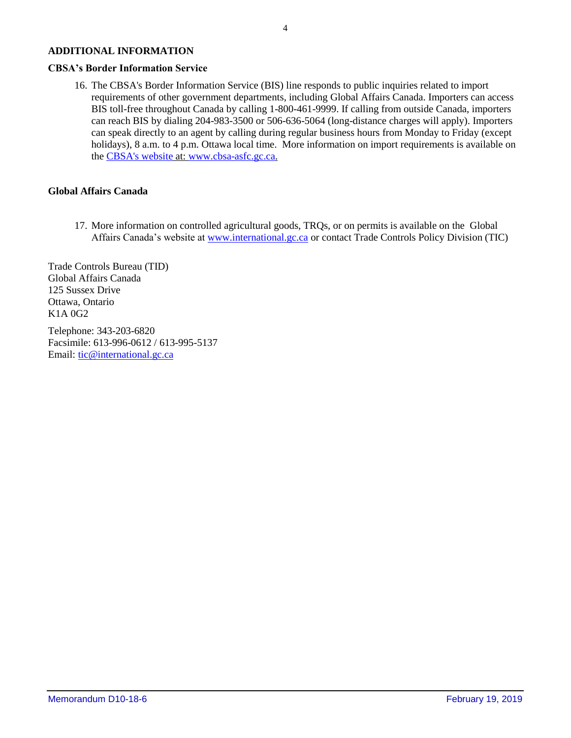## ADDITIONAL INFORMATION

### CBSA's Border Information Service

16. The CBSA's Border Information Service (BIS) line responds to public inquiries related to import requirements of other government departments, including Global Affairs Canada. Importers can access BIS toll-free throughout Canada by calling 1-800-461-9999. If calling from outside Canada, importers can reach BIS by dialing 204-983-3500 or 506-636-5064 (long-distance charges will apply). Importers can speak directly to an agent by calling during regular business hours from Monday to Friday (except holidays), 8 a.m. to 4 p.m. Ottawa local time. More information on import requirements is available on the CBSA's website at: www.cbsa-asfc.gc.ca.

### Global Affairs Canada

17. More information on controlled agricultural goods, TRQs, or on permits is available on the Global Affairs Canada's website at www.international.gc.ca or contact Trade Controls Policy Division (TIC)

Trade Controls Bureau (TID)
Global Affairs Canada
125 Sussex Drive
Ottawa, Ontario
K1A 0G2

Telephone: 343-203-6820
Facsimile: 613-996-0612 / 613-995-5137
Email: tic@international.gc.ca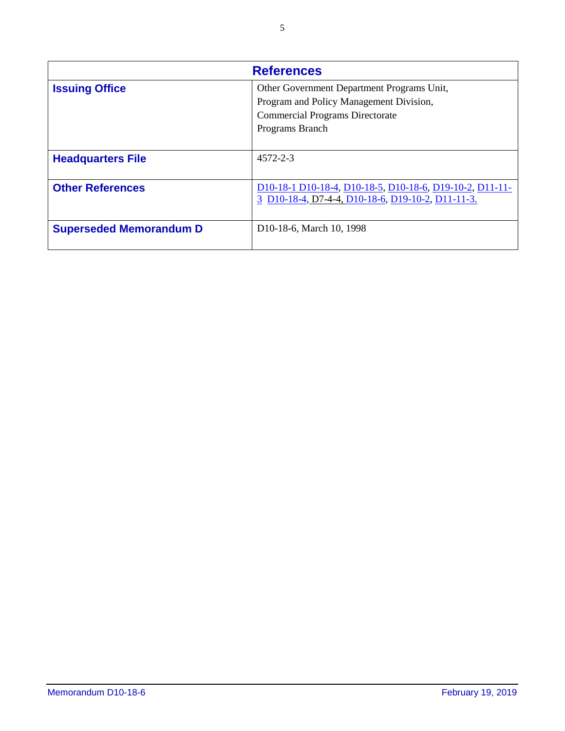| References | |
|---|---|
| **Issuing Office** | Other Government Department Programs Unit, Program and Policy Management Division, Commercial Programs Directorate Programs Branch |
| **Headquarters File** | 4572-2-3 |
| **Other References** | D10-18-1 D10-18-4, D10-18-5, D10-18-6, D19-10-2, D11-11-3 D10-18-4, D7-4-4, D10-18-6, D19-10-2, D11-11-3. |
| **Superseded Memorandum D** | D10-18-6, March 10, 1998 |